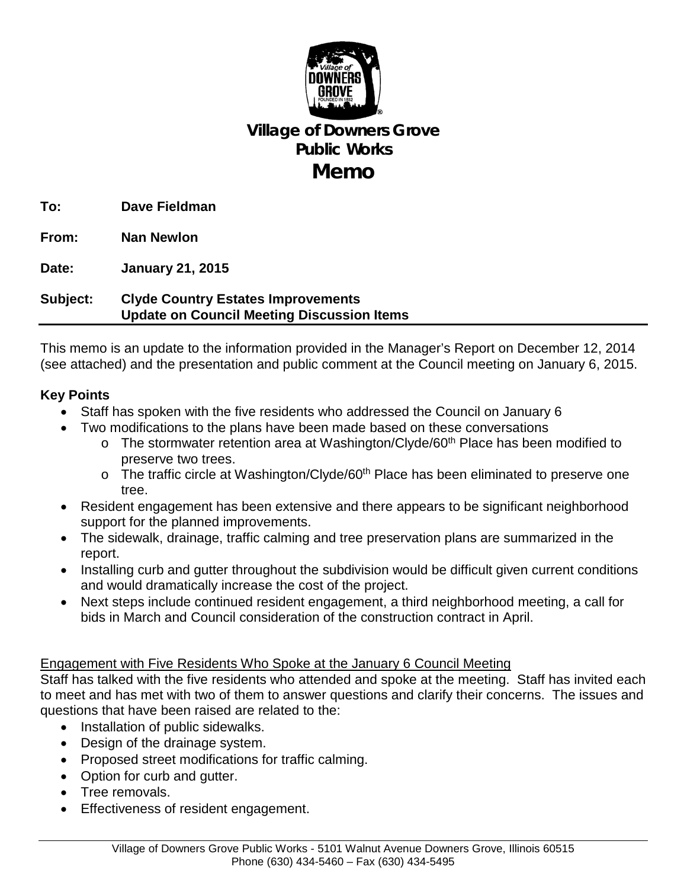# Village of Downers Grove
## Public Works
# Memo

**To:** Dave Fieldman

**From:** Nan Newlon

**Date:** January 21, 2015

**Subject:** Clyde Country Estates Improvements
Update on Council Meeting Discussion Items

---

This memo is an update to the information provided in the Manager's Report on December 12, 2014 (see attached) and the presentation and public comment at the Council meeting on January 6, 2015.

**Key Points**

- Staff has spoken with the five residents who addressed the Council on January 6
- Two modifications to the plans have been made based on these conversations
  - The stormwater retention area at Washington/Clyde/60th Place has been modified to preserve two trees.
  - The traffic circle at Washington/Clyde/60th Place has been eliminated to preserve one tree.
- Resident engagement has been extensive and there appears to be significant neighborhood support for the planned improvements.
- The sidewalk, drainage, traffic calming and tree preservation plans are summarized in the report.
- Installing curb and gutter throughout the subdivision would be difficult given current conditions and would dramatically increase the cost of the project.
- Next steps include continued resident engagement, a third neighborhood meeting, a call for bids in March and Council consideration of the construction contract in April.

Engagement with Five Residents Who Spoke at the January 6 Council Meeting

Staff has talked with the five residents who attended and spoke at the meeting. Staff has invited each to meet and has met with two of them to answer questions and clarify their concerns. The issues and questions that have been raised are related to the:

- Installation of public sidewalks.
- Design of the drainage system.
- Proposed street modifications for traffic calming.
- Option for curb and gutter.
- Tree removals.
- Effectiveness of resident engagement.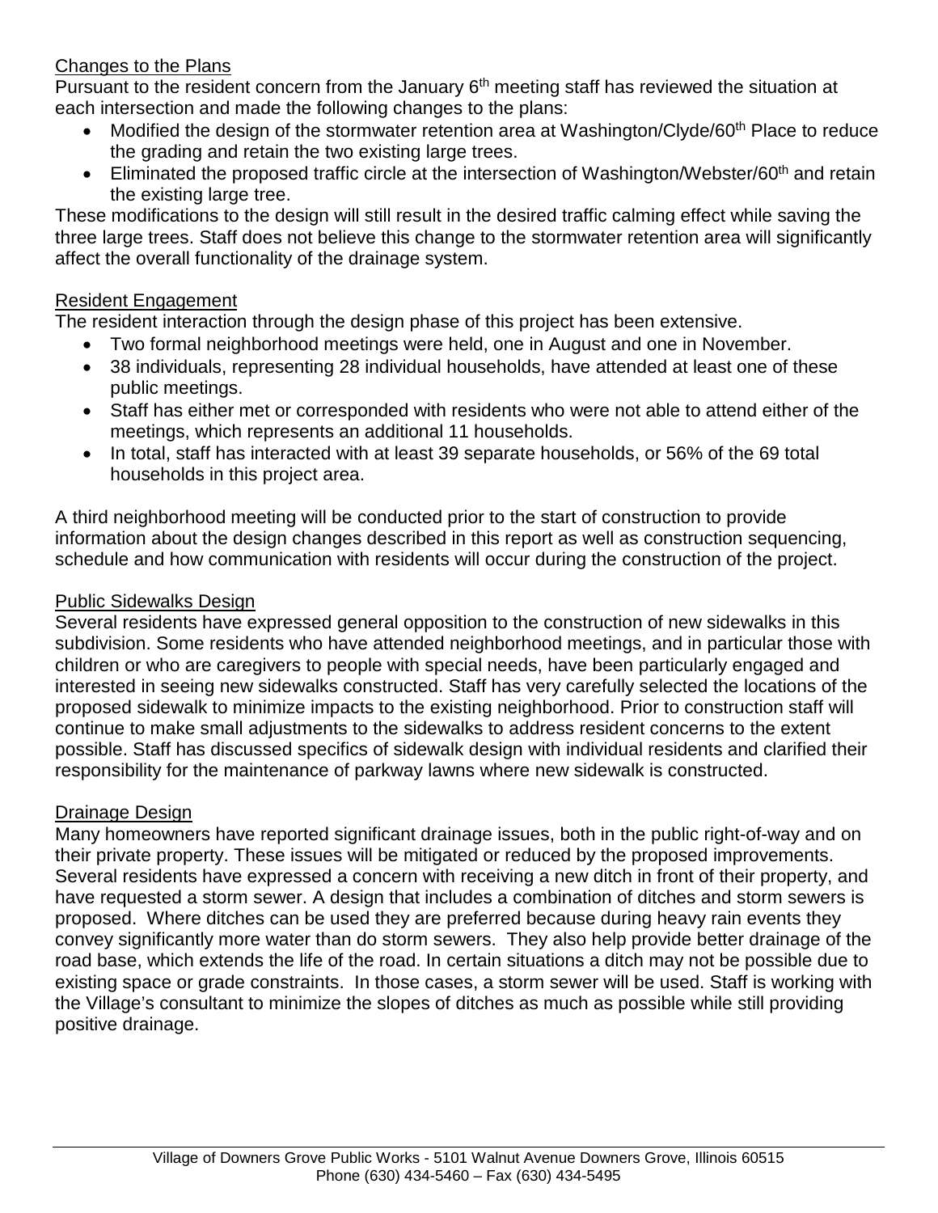## Changes to the Plans

Pursuant to the resident concern from the January 6th meeting staff has reviewed the situation at each intersection and made the following changes to the plans:

- Modified the design of the stormwater retention area at Washington/Clyde/60th Place to reduce the grading and retain the two existing large trees.
- Eliminated the proposed traffic circle at the intersection of Washington/Webster/60th and retain the existing large tree.

These modifications to the design will still result in the desired traffic calming effect while saving the three large trees. Staff does not believe this change to the stormwater retention area will significantly affect the overall functionality of the drainage system.

## Resident Engagement

The resident interaction through the design phase of this project has been extensive.

- Two formal neighborhood meetings were held, one in August and one in November.
- 38 individuals, representing 28 individual households, have attended at least one of these public meetings.
- Staff has either met or corresponded with residents who were not able to attend either of the meetings, which represents an additional 11 households.
- In total, staff has interacted with at least 39 separate households, or 56% of the 69 total households in this project area.

A third neighborhood meeting will be conducted prior to the start of construction to provide information about the design changes described in this report as well as construction sequencing, schedule and how communication with residents will occur during the construction of the project.

## Public Sidewalks Design

Several residents have expressed general opposition to the construction of new sidewalks in this subdivision. Some residents who have attended neighborhood meetings, and in particular those with children or who are caregivers to people with special needs, have been particularly engaged and interested in seeing new sidewalks constructed. Staff has very carefully selected the locations of the proposed sidewalk to minimize impacts to the existing neighborhood. Prior to construction staff will continue to make small adjustments to the sidewalks to address resident concerns to the extent possible. Staff has discussed specifics of sidewalk design with individual residents and clarified their responsibility for the maintenance of parkway lawns where new sidewalk is constructed.

## Drainage Design

Many homeowners have reported significant drainage issues, both in the public right-of-way and on their private property. These issues will be mitigated or reduced by the proposed improvements. Several residents have expressed a concern with receiving a new ditch in front of their property, and have requested a storm sewer. A design that includes a combination of ditches and storm sewers is proposed. Where ditches can be used they are preferred because during heavy rain events they convey significantly more water than do storm sewers. They also help provide better drainage of the road base, which extends the life of the road. In certain situations a ditch may not be possible due to existing space or grade constraints. In those cases, a storm sewer will be used. Staff is working with the Village's consultant to minimize the slopes of ditches as much as possible while still providing positive drainage.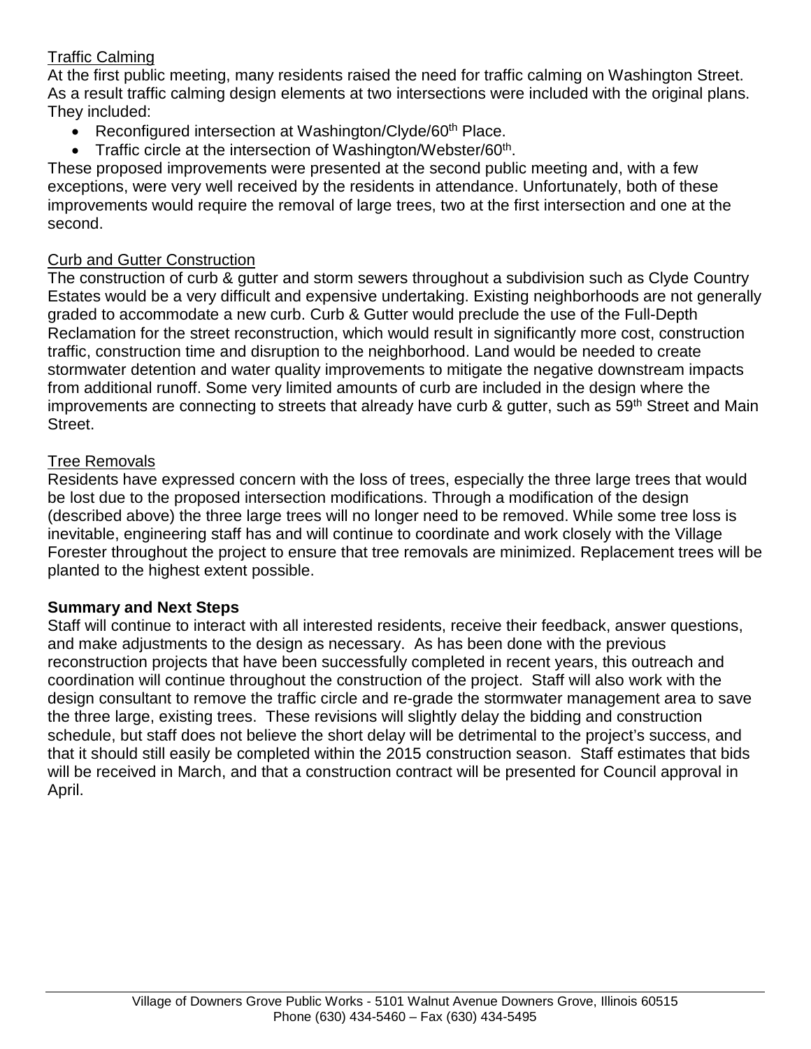Traffic Calming

At the first public meeting, many residents raised the need for traffic calming on Washington Street. As a result traffic calming design elements at two intersections were included with the original plans. They included:

- Reconfigured intersection at Washington/Clyde/60th Place.
- Traffic circle at the intersection of Washington/Webster/60th.

These proposed improvements were presented at the second public meeting and, with a few exceptions, were very well received by the residents in attendance. Unfortunately, both of these improvements would require the removal of large trees, two at the first intersection and one at the second.

Curb and Gutter Construction

The construction of curb & gutter and storm sewers throughout a subdivision such as Clyde Country Estates would be a very difficult and expensive undertaking. Existing neighborhoods are not generally graded to accommodate a new curb. Curb & Gutter would preclude the use of the Full-Depth Reclamation for the street reconstruction, which would result in significantly more cost, construction traffic, construction time and disruption to the neighborhood. Land would be needed to create stormwater detention and water quality improvements to mitigate the negative downstream impacts from additional runoff. Some very limited amounts of curb are included in the design where the improvements are connecting to streets that already have curb & gutter, such as 59th Street and Main Street.

Tree Removals

Residents have expressed concern with the loss of trees, especially the three large trees that would be lost due to the proposed intersection modifications. Through a modification of the design (described above) the three large trees will no longer need to be removed. While some tree loss is inevitable, engineering staff has and will continue to coordinate and work closely with the Village Forester throughout the project to ensure that tree removals are minimized. Replacement trees will be planted to the highest extent possible.

**Summary and Next Steps**

Staff will continue to interact with all interested residents, receive their feedback, answer questions, and make adjustments to the design as necessary. As has been done with the previous reconstruction projects that have been successfully completed in recent years, this outreach and coordination will continue throughout the construction of the project. Staff will also work with the design consultant to remove the traffic circle and re-grade the stormwater management area to save the three large, existing trees. These revisions will slightly delay the bidding and construction schedule, but staff does not believe the short delay will be detrimental to the project's success, and that it should still easily be completed within the 2015 construction season. Staff estimates that bids will be received in March, and that a construction contract will be presented for Council approval in April.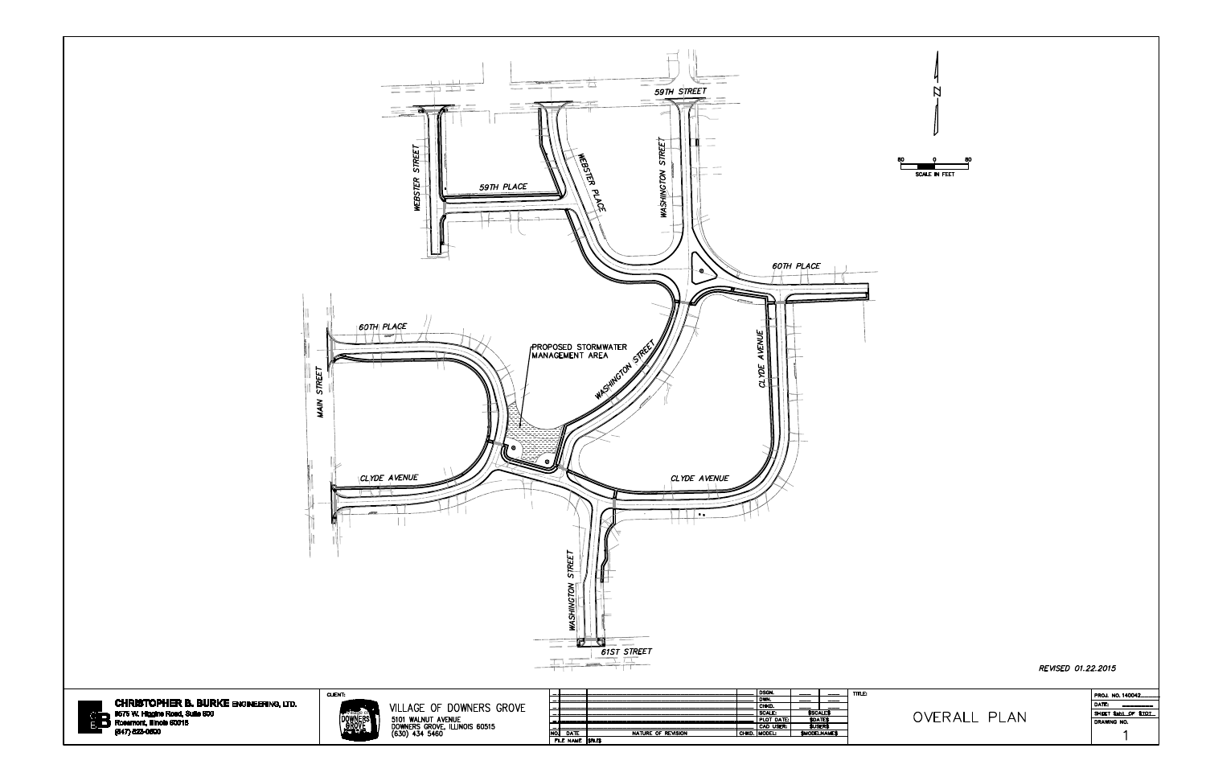59TH STREET

WEBSTER STREET

59TH PLACE

WEBSTER PLACE

WASHINGTON STREET

60TH PLACE

60TH PLACE

MAIN STREET

PROPOSED STORMWATER MANAGEMENT AREA

WASHINGTON STREET

CLYDE AVENUE

CLYDE AVENUE

CLYDE AVENUE

WASHINGTON STREET

61ST STREET

N

80 0 80

SCALE IN FEET

REVISED 01.22.2015

**CHRISTOPHER B. BURKE** ENGINEERING, LTD.
9575 W. Higgins Road, Suite 600
Rosemont, Illinois 60018
(847) 823-0500

CLIENT:

VILLAGE OF DOWNERS GROVE
5101 WALNUT AVENUE
DOWNERS GROVE, ILLINOIS 60515
(630) 434 5460

| NO. | DATE | NATURE OF REVISION |
|---|---|---|

FILE NAME $FILE$

| | |
|---|---|
| DSGN. | |
| DWN. | |
| CHKD. | |
| SCALE: | $SCALE$ |
| PLOT DATE: | $DATE$ |
| CAD USER: | $USER$ |
| MODEL: | $MODELNAME$ |

TITLE:

OVERALL PLAN

PROJ. NO. 140042

DATE:

SHEET $sht OF $TOT

DRAWING NO.

1